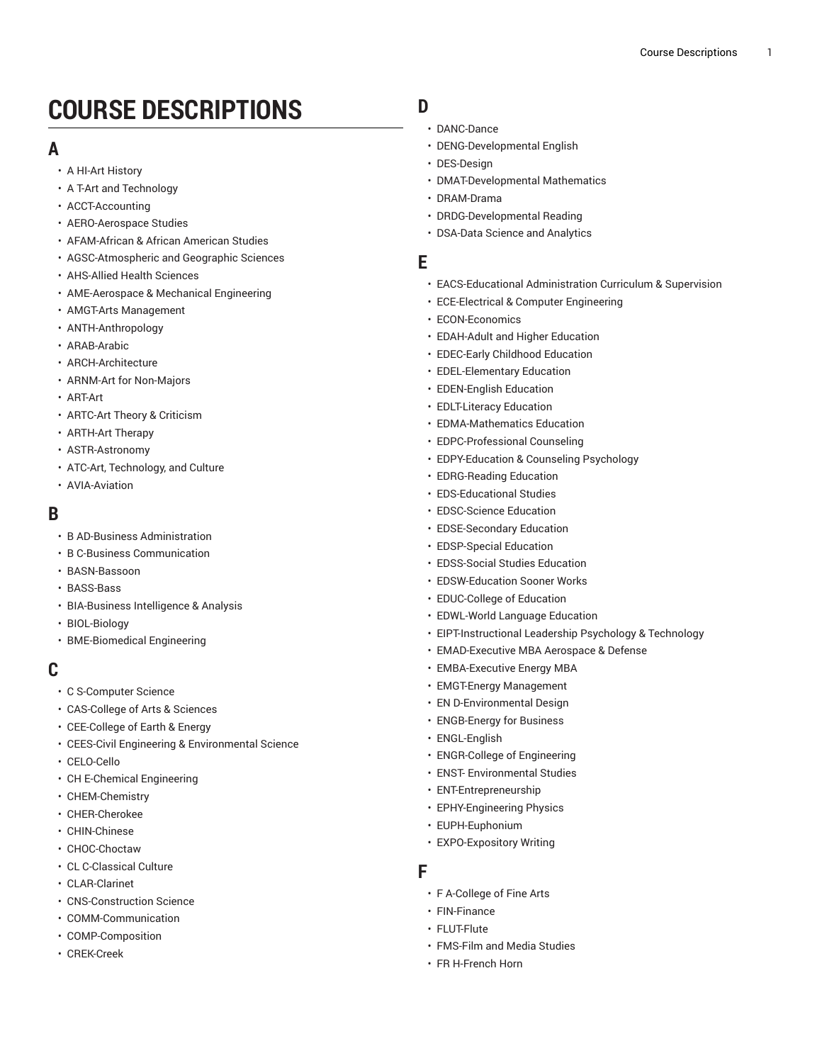# COURSE DESCRIPTIONS

## A

- A HI-Art History
- A T-Art and Technology
- ACCT-Accounting
- AERO-Aerospace Studies
- AFAM-African & African American Studies
- AGSC-Atmospheric and Geographic Sciences
- AHS-Allied Health Sciences
- AME-Aerospace & Mechanical Engineering
- AMGT-Arts Management
- ANTH-Anthropology
- ARAB-Arabic
- ARCH-Architecture
- ARNM-Art for Non-Majors
- ART-Art
- ARTC-Art Theory & Criticism
- ARTH-Art Therapy
- ASTR-Astronomy
- ATC-Art, Technology, and Culture
- AVIA-Aviation

## B

- B AD-Business Administration
- B C-Business Communication
- BASN-Bassoon
- BASS-Bass
- BIA-Business Intelligence & Analysis
- BIOL-Biology
- BME-Biomedical Engineering

## C

- C S-Computer Science
- CAS-College of Arts & Sciences
- CEE-College of Earth & Energy
- CEES-Civil Engineering & Environmental Science
- CELO-Cello
- CH E-Chemical Engineering
- CHEM-Chemistry
- CHER-Cherokee
- CHIN-Chinese
- CHOC-Choctaw
- CL C-Classical Culture
- CLAR-Clarinet
- CNS-Construction Science
- COMM-Communication
- COMP-Composition
- CREK-Creek

## D

- DANC-Dance
- DENG-Developmental English
- DES-Design
- DMAT-Developmental Mathematics
- DRAM-Drama
- DRDG-Developmental Reading
- DSA-Data Science and Analytics

## E

- EACS-Educational Administration Curriculum & Supervision
- ECE-Electrical & Computer Engineering
- ECON-Economics
- EDAH-Adult and Higher Education
- EDEC-Early Childhood Education
- EDEL-Elementary Education
- EDEN-English Education
- EDLT-Literacy Education
- EDMA-Mathematics Education
- EDPC-Professional Counseling
- EDPY-Education & Counseling Psychology
- EDRG-Reading Education
- EDS-Educational Studies
- EDSC-Science Education
- EDSE-Secondary Education
- EDSP-Special Education
- EDSS-Social Studies Education
- EDSW-Education Sooner Works
- EDUC-College of Education
- EDWL-World Language Education
- EIPT-Instructional Leadership Psychology & Technology
- EMAD-Executive MBA Aerospace & Defense
- EMBA-Executive Energy MBA
- EMGT-Energy Management
- EN D-Environmental Design
- ENGB-Energy for Business
- ENGL-English
- ENGR-College of Engineering
- ENST- Environmental Studies
- ENT-Entrepreneurship
- EPHY-Engineering Physics
- EUPH-Euphonium
- EXPO-Expository Writing

## F

- F A-College of Fine Arts
- FIN-Finance
- FLUT-Flute
- FMS-Film and Media Studies
- FR H-French Horn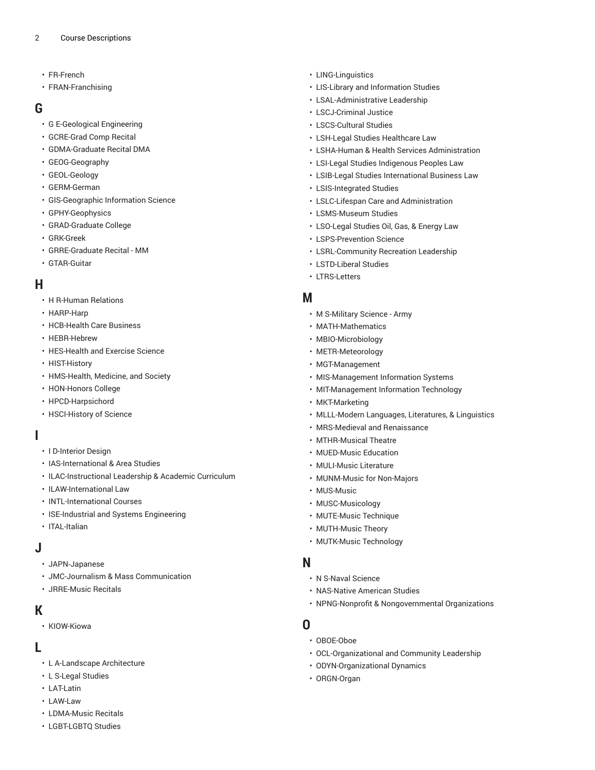- FR-French
- FRAN-Franchising

## G

- G E-Geological Engineering
- GCRE-Grad Comp Recital
- GDMA-Graduate Recital DMA
- GEOG-Geography
- GEOL-Geology
- GERM-German
- GIS-Geographic Information Science
- GPHY-Geophysics
- GRAD-Graduate College
- GRK-Greek
- GRRE-Graduate Recital - MM
- GTAR-Guitar

## H

- H R-Human Relations
- HARP-Harp
- HCB-Health Care Business
- HEBR-Hebrew
- HES-Health and Exercise Science
- HIST-History
- HMS-Health, Medicine, and Society
- HON-Honors College
- HPCD-Harpsichord
- HSCI-History of Science

## I

- I D-Interior Design
- IAS-International & Area Studies
- ILAC-Instructional Leadership & Academic Curriculum
- ILAW-International Law
- INTL-International Courses
- ISE-Industrial and Systems Engineering
- ITAL-Italian

## J

- JAPN-Japanese
- JMC-Journalism & Mass Communication
- JRRE-Music Recitals

## K

- KIOW-Kiowa

## L

- L A-Landscape Architecture
- L S-Legal Studies
- LAT-Latin
- LAW-Law
- LDMA-Music Recitals
- LGBT-LGBTQ Studies
- LING-Linguistics
- LIS-Library and Information Studies
- LSAL-Administrative Leadership
- LSCJ-Criminal Justice
- LSCS-Cultural Studies
- LSH-Legal Studies Healthcare Law
- LSHA-Human & Health Services Administration
- LSI-Legal Studies Indigenous Peoples Law
- LSIB-Legal Studies International Business Law
- LSIS-Integrated Studies
- LSLC-Lifespan Care and Administration
- LSMS-Museum Studies
- LSO-Legal Studies Oil, Gas, & Energy Law
- LSPS-Prevention Science
- LSRL-Community Recreation Leadership
- LSTD-Liberal Studies
- LTRS-Letters

## M

- M S-Military Science - Army
- MATH-Mathematics
- MBIO-Microbiology
- METR-Meteorology
- MGT-Management
- MIS-Management Information Systems
- MIT-Management Information Technology
- MKT-Marketing
- MLLL-Modern Languages, Literatures, & Linguistics
- MRS-Medieval and Renaissance
- MTHR-Musical Theatre
- MUED-Music Education
- MULI-Music Literature
- MUNM-Music for Non-Majors
- MUS-Music
- MUSC-Musicology
- MUTE-Music Technique
- MUTH-Music Theory
- MUTK-Music Technology

## N

- N S-Naval Science
- NAS-Native American Studies
- NPNG-Nonprofit & Nongovernmental Organizations

## O

- OBOE-Oboe
- OCL-Organizational and Community Leadership
- ODYN-Organizational Dynamics
- ORGN-Organ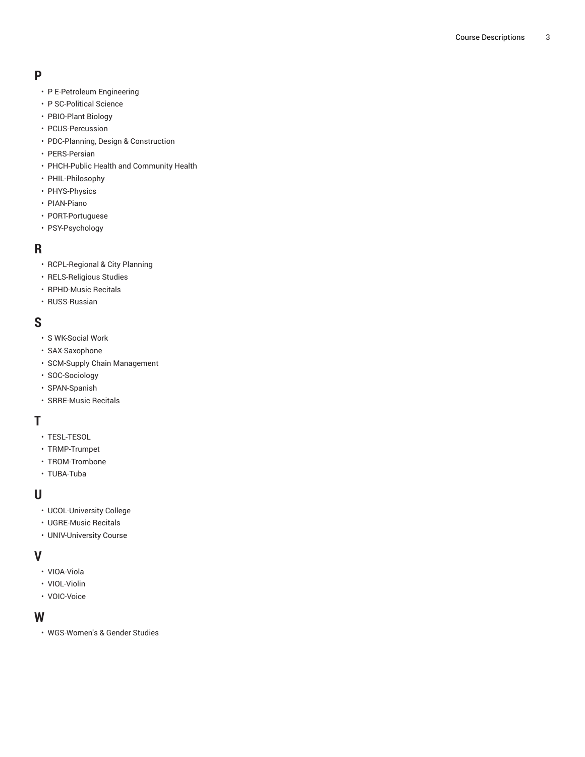## P

- P E-Petroleum Engineering
- P SC-Political Science
- PBIO-Plant Biology
- PCUS-Percussion
- PDC-Planning, Design & Construction
- PERS-Persian
- PHCH-Public Health and Community Health
- PHIL-Philosophy
- PHYS-Physics
- PIAN-Piano
- PORT-Portuguese
- PSY-Psychology

## R

- RCPL-Regional & City Planning
- RELS-Religious Studies
- RPHD-Music Recitals
- RUSS-Russian

## S

- S WK-Social Work
- SAX-Saxophone
- SCM-Supply Chain Management
- SOC-Sociology
- SPAN-Spanish
- SRRE-Music Recitals

## T

- TESL-TESOL
- TRMP-Trumpet
- TROM-Trombone
- TUBA-Tuba

## U

- UCOL-University College
- UGRE-Music Recitals
- UNIV-University Course

## V

- VIOA-Viola
- VIOL-Violin
- VOIC-Voice

## W

- WGS-Women's & Gender Studies